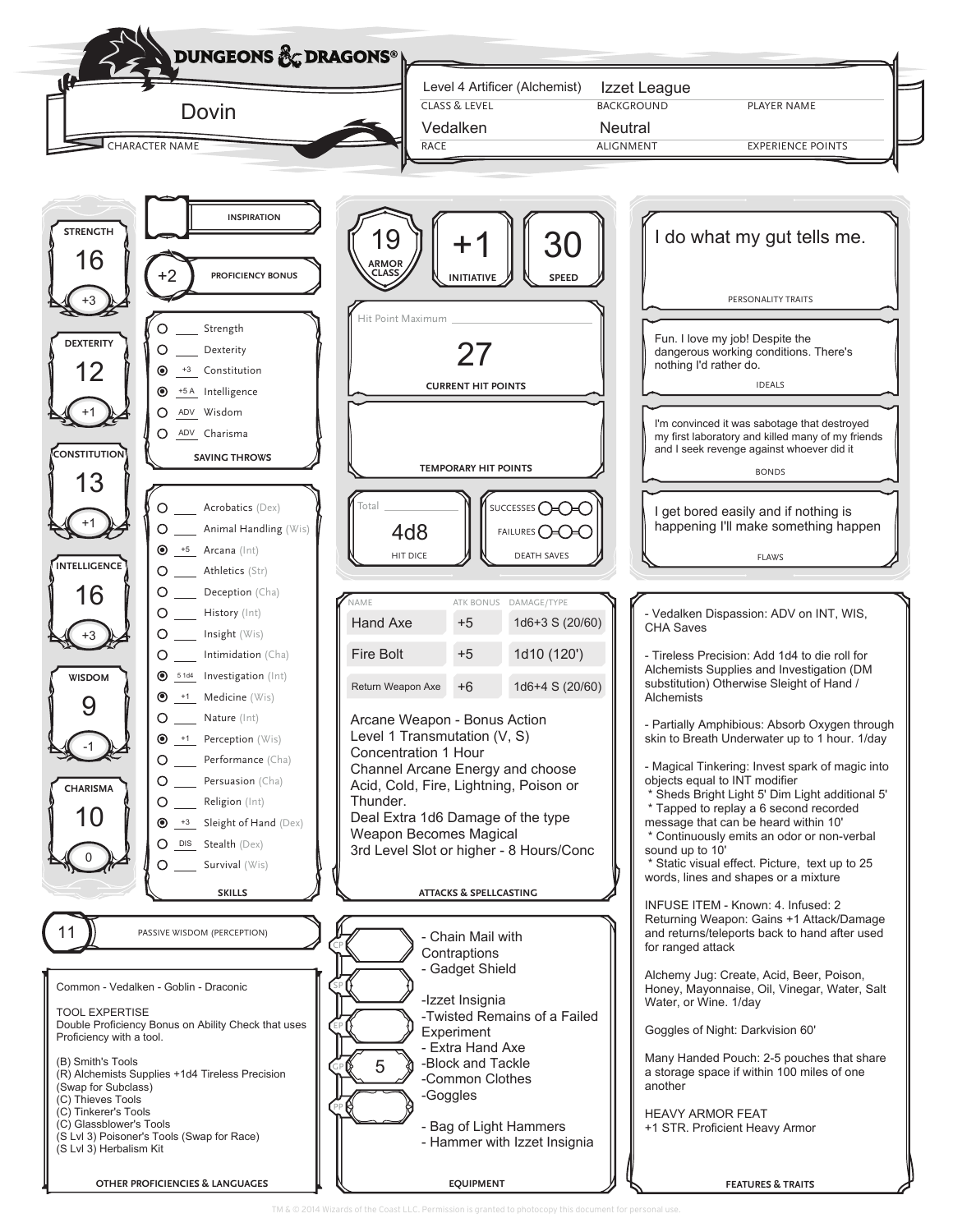# DUNGEONS & DRAGONS

**Character Name:** Dovin

| Class & Level | Background | Player Name |
|---|---|---|
| Level 4 Artificer (Alchemist) | Izzet League | |

| Race | Alignment | Experience Points |
|---|---|---|
| Vedalken | Neutral | |

## Ability Scores

| Ability | Score | Modifier |
|---|---|---|
| Strength | 16 | +3 |
| Dexterity | 12 | +1 |
| Constitution | 13 | +1 |
| Intelligence | 16 | +3 |
| Wisdom | 9 | -1 |
| Charisma | 10 | 0 |

**Inspiration:**

**Proficiency Bonus:** +2

## Saving Throws

- ○ ___ Strength
- ○ ___ Dexterity
- ◉ +3 Constitution
- ◉ +5 A Intelligence
- ○ ADV Wisdom
- ○ ADV Charisma

## Skills

- ○ ___ Acrobatics (Dex)
- ○ ___ Animal Handling (Wis)
- ◉ +5 Arcana (Int)
- ○ ___ Athletics (Str)
- ○ ___ Deception (Cha)
- ○ ___ History (Int)
- ○ ___ Insight (Wis)
- ○ ___ Intimidation (Cha)
- ◉ 5 1d4 Investigation (Int)
- ◉ +1 Medicine (Wis)
- ○ ___ Nature (Int)
- ◉ +1 Perception (Wis)
- ○ ___ Performance (Cha)
- ○ ___ Persuasion (Cha)
- ○ ___ Religion (Int)
- ◉ +3 Sleight of Hand (Dex)
- ○ DIS Stealth (Dex)
- ○ ___ Survival (Wis)

**Passive Wisdom (Perception):** 11

## Combat

| Armor Class | Initiative | Speed |
|---|---|---|
| 19 | +1 | 30 |

**Hit Point Maximum:**

**Current Hit Points:** 27

**Temporary Hit Points:**

**Hit Dice:** 4d8

**Death Saves:** Successes ○-○-○ Failures ○-○-○

## Personality

**Personality Traits:** I do what my gut tells me.

**Ideals:** Fun. I love my job! Despite the dangerous working conditions. There's nothing I'd rather do.

**Bonds:** I'm convinced it was sabotage that destroyed my first laboratory and killed many of my friends and I seek revenge against whoever did it

**Flaws:** I get bored easily and if nothing is happening I'll make something happen

## Attacks & Spellcasting

| Name | Atk Bonus | Damage/Type |
|---|---|---|
| Hand Axe | +5 | 1d6+3 S (20/60) |
| Fire Bolt | +5 | 1d10 (120') |
| Return Weapon Axe | +6 | 1d6+4 S (20/60) |

Arcane Weapon - Bonus Action
Level 1 Transmutation (V, S)
Concentration 1 Hour
Channel Arcane Energy and choose Acid, Cold, Fire, Lightning, Poison or Thunder.
Deal Extra 1d6 Damage of the type
Weapon Becomes Magical
3rd Level Slot or higher - 8 Hours/Conc

## Other Proficiencies & Languages

Common - Vedalken - Goblin - Draconic

TOOL EXPERTISE
Double Proficiency Bonus on Ability Check that uses Proficiency with a tool.

(B) Smith's Tools
(R) Alchemists Supplies +1d4 Tireless Precision (Swap for Subclass)
(C) Thieves Tools
(C) Tinkerer's Tools
(C) Glassblower's Tools
(S Lvl 3) Poisoner's Tools (Swap for Race)
(S Lvl 3) Herbalism Kit

## Equipment

| CP | SP | EP | GP | PP |
|---|---|---|---|---|
| | | | 5 | |

- Chain Mail with Contraptions
- Gadget Shield
- Izzet Insignia
- Twisted Remains of a Failed Experiment
- Extra Hand Axe
- Block and Tackle
- Common Clothes
- Goggles
- Bag of Light Hammers
- Hammer with Izzet Insignia

## Features & Traits

- Vedalken Dispassion: ADV on INT, WIS, CHA Saves

- Tireless Precision: Add 1d4 to die roll for Alchemists Supplies and Investigation (DM substitution) Otherwise Sleight of Hand / Alchemists

- Partially Amphibious: Absorb Oxygen through skin to Breath Underwater up to 1 hour. 1/day

- Magical Tinkering: Invest spark of magic into objects equal to INT modifier
 * Sheds Bright Light 5' Dim Light additional 5'
 * Tapped to replay a 6 second recorded message that can be heard within 10'
 * Continuously emits an odor or non-verbal sound up to 10'
 * Static visual effect. Picture, text up to 25 words, lines and shapes or a mixture

INFUSE ITEM - Known: 4. Infused: 2
Returning Weapon: Gains +1 Attack/Damage and returns/teleports back to hand after used for ranged attack

Alchemy Jug: Create, Acid, Beer, Poison, Honey, Mayonnaise, Oil, Vinegar, Water, Salt Water, or Wine. 1/day

Goggles of Night: Darkvision 60'

Many Handed Pouch: 2-5 pouches that share a storage space if within 100 miles of one another

HEAVY ARMOR FEAT
+1 STR. Proficient Heavy Armor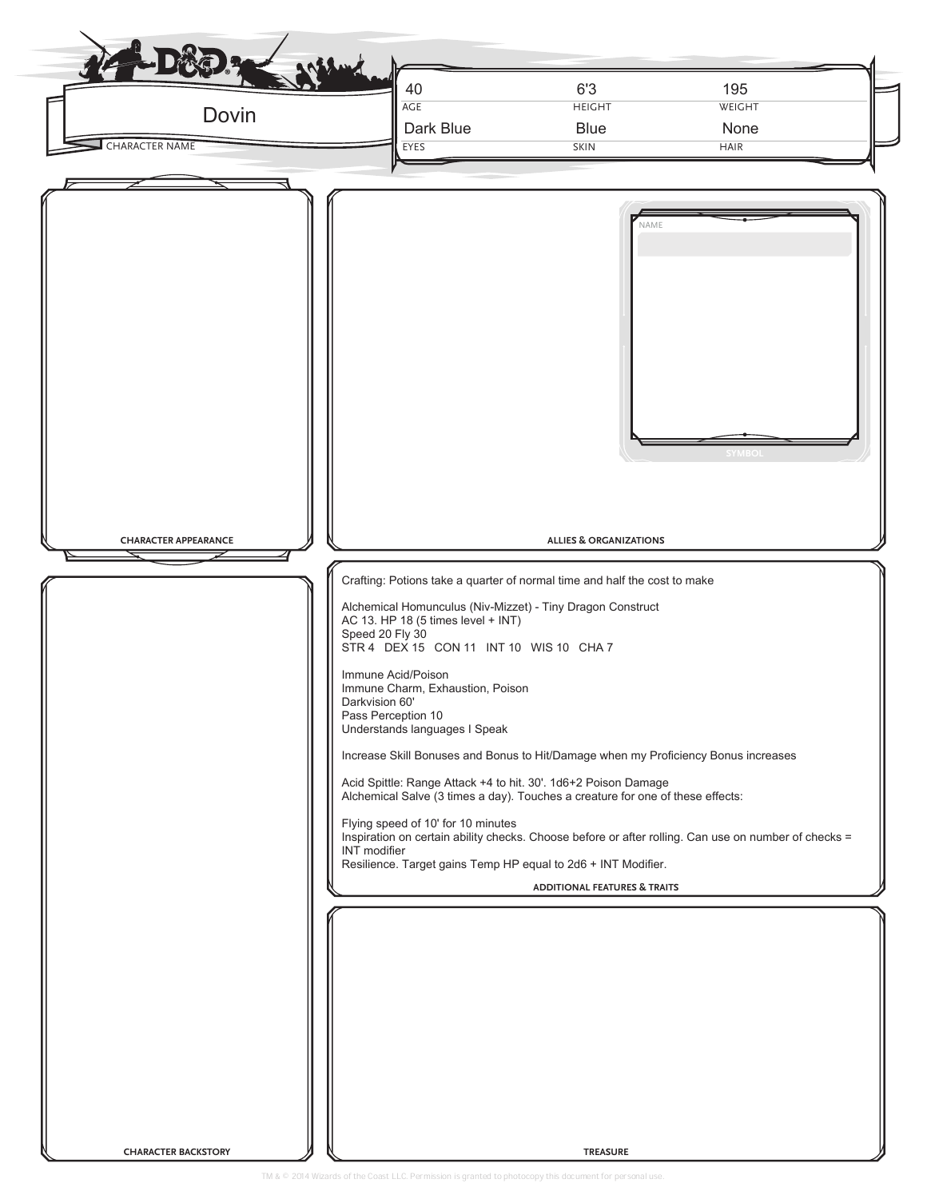# Dovin

| AGE | HEIGHT | WEIGHT |
| --- | --- | --- |
| 40 | 6'3 | 195 |

| EYES | SKIN | HAIR |
| --- | --- | --- |
| Dark Blue | Blue | None |

## CHARACTER APPEARANCE

## ALLIES & ORGANIZATIONS

NAME

SYMBOL

## ADDITIONAL FEATURES & TRAITS

Crafting: Potions take a quarter of normal time and half the cost to make

Alchemical Homunculus (Niv-Mizzet) - Tiny Dragon Construct
AC 13. HP 18 (5 times level + INT)
Speed 20 Fly 30
STR 4 DEX 15 CON 11 INT 10 WIS 10 CHA 7

Immune Acid/Poison
Immune Charm, Exhaustion, Poison
Darkvision 60'
Pass Perception 10
Understands languages I Speak

Increase Skill Bonuses and Bonus to Hit/Damage when my Proficiency Bonus increases

Acid Spittle: Range Attack +4 to hit. 30'. 1d6+2 Poison Damage
Alchemical Salve (3 times a day). Touches a creature for one of these effects:

Flying speed of 10' for 10 minutes
Inspiration on certain ability checks. Choose before or after rolling. Can use on number of checks = INT modifier
Resilience. Target gains Temp HP equal to 2d6 + INT Modifier.

## CHARACTER BACKSTORY

## TREASURE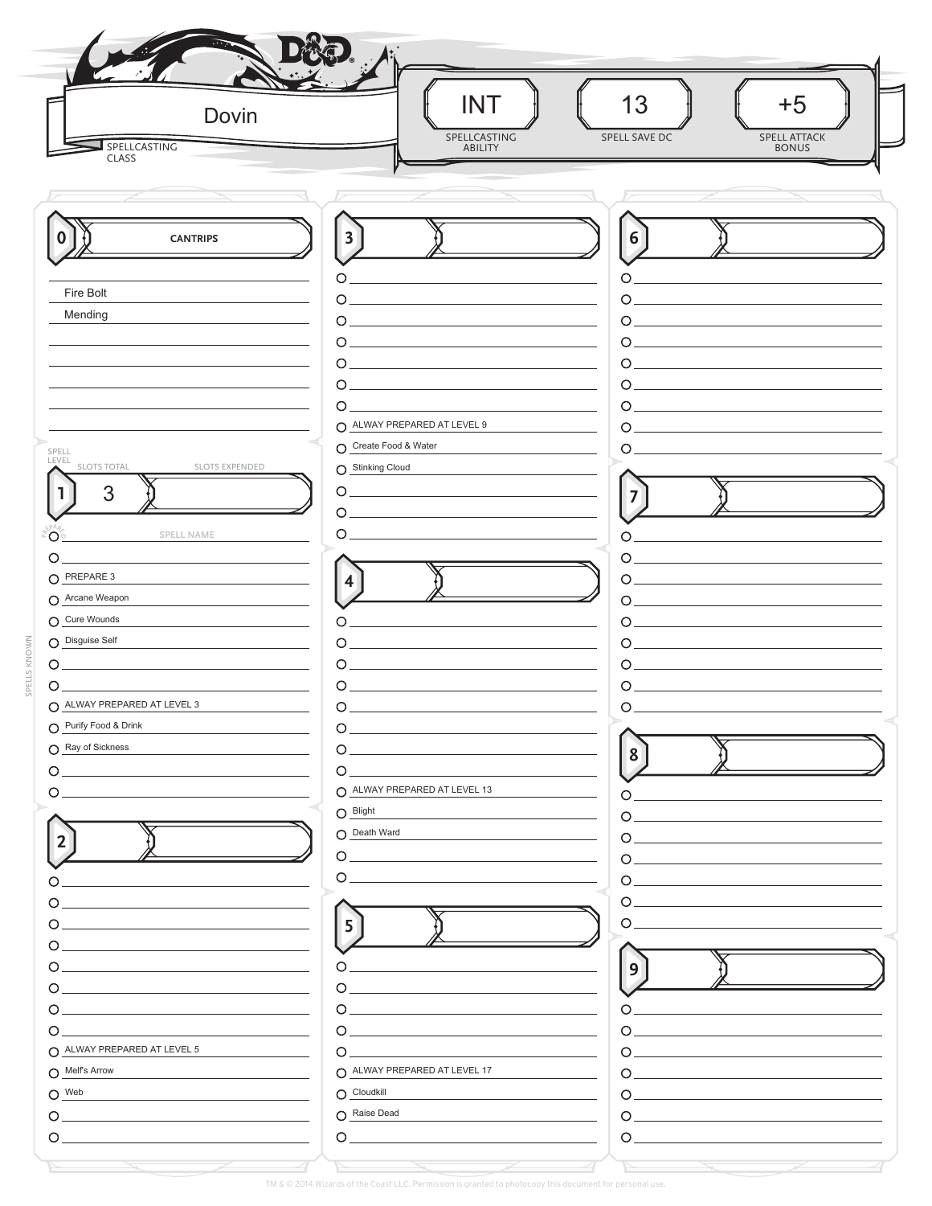Dovin

SPELLCASTING CLASS

| Spellcasting Ability | Spell Save DC | Spell Attack Bonus |
| --- | --- | --- |
| INT | 13 | +5 |

## 0 — Cantrips

- Fire Bolt
- Mending

## 1

SLOTS TOTAL: 3

SLOTS EXPENDED:

PREPARED / SPELL NAME

PREPARE 3

- Arcane Weapon
- Cure Wounds
- Disguise Self

ALWAY PREPARED AT LEVEL 3

- Purify Food & Drink
- Ray of Sickness

## 2

ALWAY PREPARED AT LEVEL 5

- Melf's Arrow
- Web

## 3

ALWAY PREPARED AT LEVEL 9

- Create Food & Water
- Stinking Cloud

## 4

ALWAY PREPARED AT LEVEL 13

- Blight
- Death Ward

## 5

ALWAY PREPARED AT LEVEL 17

- Cloudkill
- Raise Dead

## 6

## 7

## 8

## 9

SPELLS KNOWN

TM & © 2014 Wizards of the Coast LLC. Permission is granted to photocopy this document for personal use.